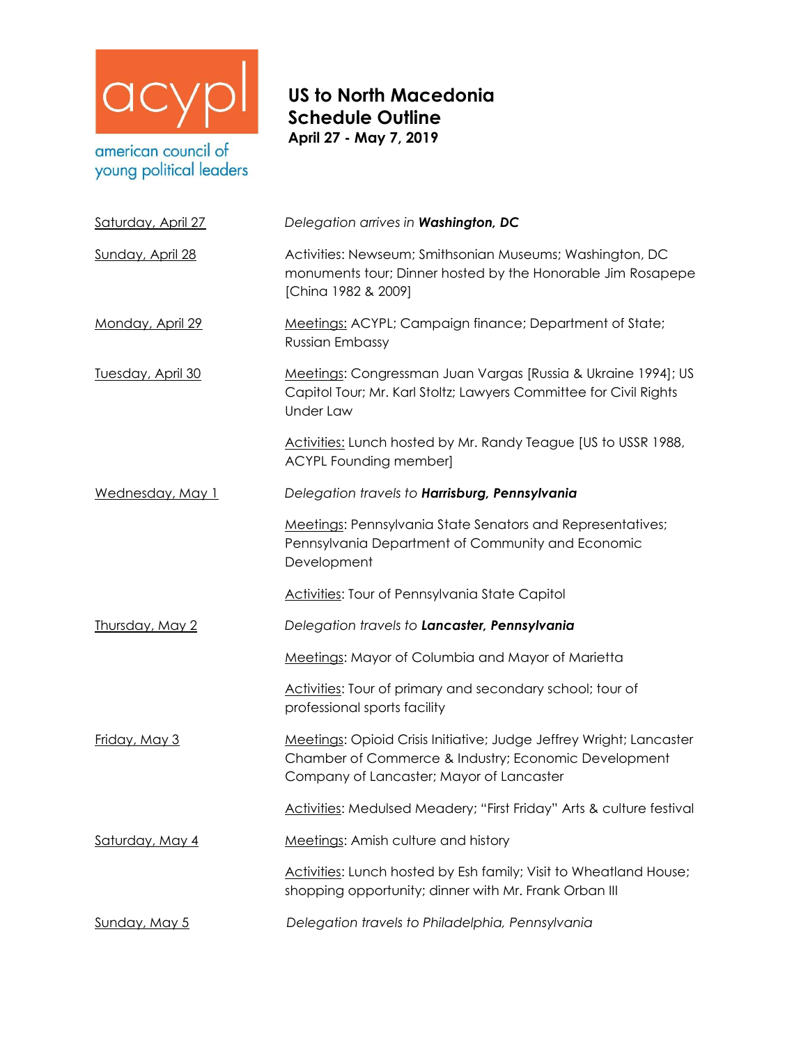acypl

american council of young political leaders

# US to North Macedonia Schedule Outline

**April 27 - May 7, 2019**

**Saturday, April 27**

*Delegation arrives in **Washington, DC***

**Sunday, April 28**

Activities: Newseum; Smithsonian Museums; Washington, DC monuments tour; Dinner hosted by the Honorable Jim Rosapepe [China 1982 & 2009]

**Monday, April 29**

Meetings: ACYPL; Campaign finance; Department of State; Russian Embassy

**Tuesday, April 30**

Meetings: Congressman Juan Vargas [Russia & Ukraine 1994]; US Capitol Tour; Mr. Karl Stoltz; Lawyers Committee for Civil Rights Under Law

Activities: Lunch hosted by Mr. Randy Teague [US to USSR 1988, ACYPL Founding member]

**Wednesday, May 1**

*Delegation travels to **Harrisburg, Pennsylvania***

Meetings: Pennsylvania State Senators and Representatives; Pennsylvania Department of Community and Economic Development

Activities: Tour of Pennsylvania State Capitol

**Thursday, May 2**

*Delegation travels to **Lancaster, Pennsylvania***

Meetings: Mayor of Columbia and Mayor of Marietta

Activities: Tour of primary and secondary school; tour of professional sports facility

**Friday, May 3**

Meetings: Opioid Crisis Initiative; Judge Jeffrey Wright; Lancaster Chamber of Commerce & Industry; Economic Development Company of Lancaster; Mayor of Lancaster

Activities: Medulsed Meadery; "First Friday" Arts & culture festival

**Saturday, May 4**

Meetings: Amish culture and history

Activities: Lunch hosted by Esh family; Visit to Wheatland House; shopping opportunity; dinner with Mr. Frank Orban III

**Sunday, May 5**

*Delegation travels to Philadelphia, Pennsylvania*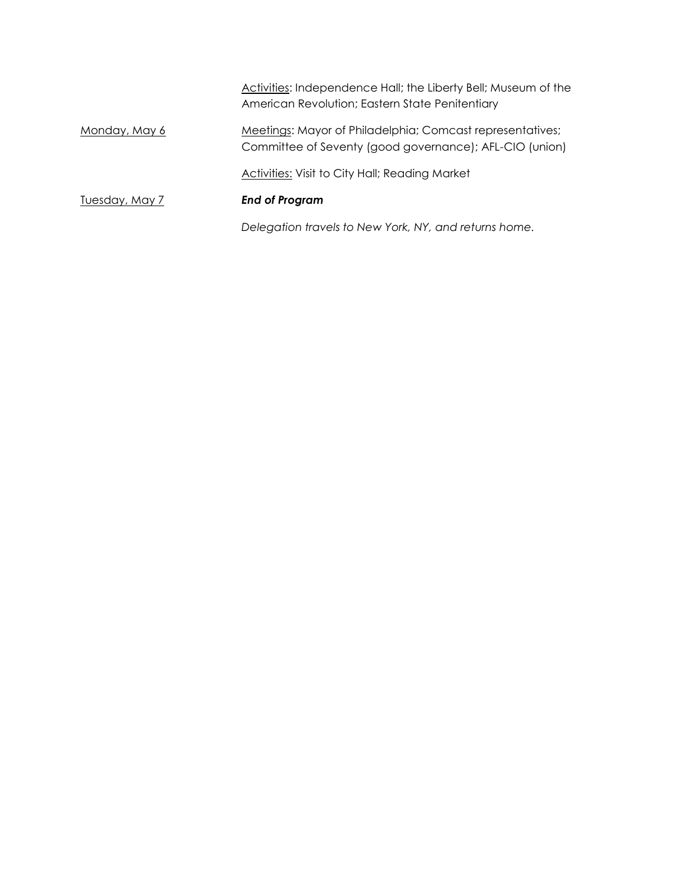| | |
|---|---|
| | Activities: Independence Hall; the Liberty Bell; Museum of the American Revolution; Eastern State Penitentiary |
| Monday, May 6 | Meetings: Mayor of Philadelphia; Comcast representatives; Committee of Seventy (good governance); AFL-CIO (union) |
| | Activities: Visit to City Hall; Reading Market |
| Tuesday, May 7 | ***End of Program*** |
| | *Delegation travels to New York, NY, and returns home.* |